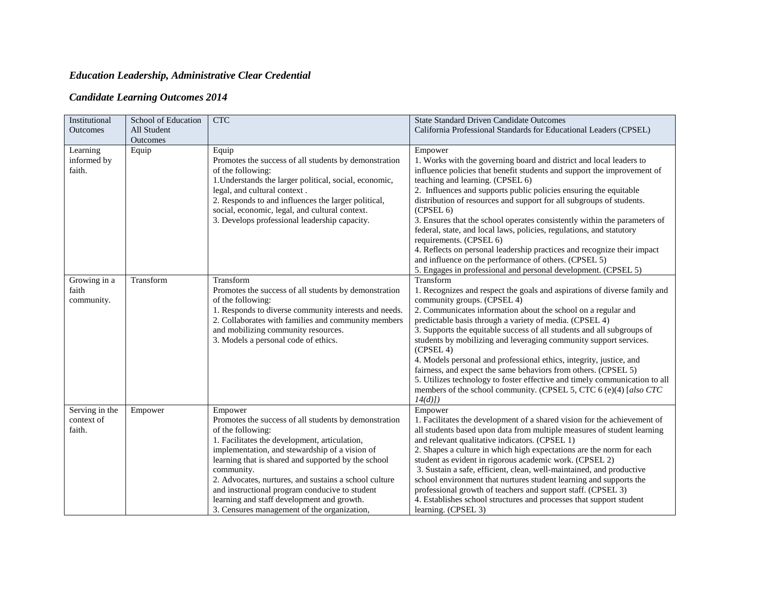***Education Leadership, Administrative Clear Credential***

***Candidate Learning Outcomes 2014***

| Institutional Outcomes | School of Education All Student Outcomes | CTC | State Standard Driven Candidate Outcomes California Professional Standards for Educational Leaders (CPSEL) |
|---|---|---|---|
| Learning informed by faith. | Equip | Equip<br>Promotes the success of all students by demonstration of the following:<br>1.Understands the larger political, social, economic, legal, and cultural context .<br>2. Responds to and influences the larger political, social, economic, legal, and cultural context.<br>3. Develops professional leadership capacity. | Empower<br>1. Works with the governing board and district and local leaders to influence policies that benefit students and support the improvement of teaching and learning. (CPSEL 6)<br>2. Influences and supports public policies ensuring the equitable distribution of resources and support for all subgroups of students. (CPSEL 6)<br>3. Ensures that the school operates consistently within the parameters of federal, state, and local laws, policies, regulations, and statutory requirements. (CPSEL 6)<br>4. Reflects on personal leadership practices and recognize their impact and influence on the performance of others. (CPSEL 5)<br>5. Engages in professional and personal development. (CPSEL 5) |
| Growing in a faith community. | Transform | Transform<br>Promotes the success of all students by demonstration of the following:<br>1. Responds to diverse community interests and needs.<br>2. Collaborates with families and community members and mobilizing community resources.<br>3. Models a personal code of ethics. | Transform<br>1. Recognizes and respect the goals and aspirations of diverse family and community groups. (CPSEL 4)<br>2. Communicates information about the school on a regular and predictable basis through a variety of media. (CPSEL 4)<br>3. Supports the equitable success of all students and all subgroups of students by mobilizing and leveraging community support services. (CPSEL 4)<br>4. Models personal and professional ethics, integrity, justice, and fairness, and expect the same behaviors from others. (CPSEL 5)<br>5. Utilizes technology to foster effective and timely communication to all members of the school community. (CPSEL 5, CTC 6 (e)(4) [*also CTC 14(d)]*) |
| Serving in the context of faith. | Empower | Empower<br>Promotes the success of all students by demonstration of the following:<br>1. Facilitates the development, articulation, implementation, and stewardship of a vision of learning that is shared and supported by the school community.<br>2. Advocates, nurtures, and sustains a school culture and instructional program conducive to student learning and staff development and growth.<br>3. Censures management of the organization, | Empower<br>1. Facilitates the development of a shared vision for the achievement of all students based upon data from multiple measures of student learning and relevant qualitative indicators. (CPSEL 1)<br>2. Shapes a culture in which high expectations are the norm for each student as evident in rigorous academic work. (CPSEL 2)<br>3. Sustain a safe, efficient, clean, well-maintained, and productive school environment that nurtures student learning and supports the professional growth of teachers and support staff. (CPSEL 3)<br>4. Establishes school structures and processes that support student learning. (CPSEL 3) |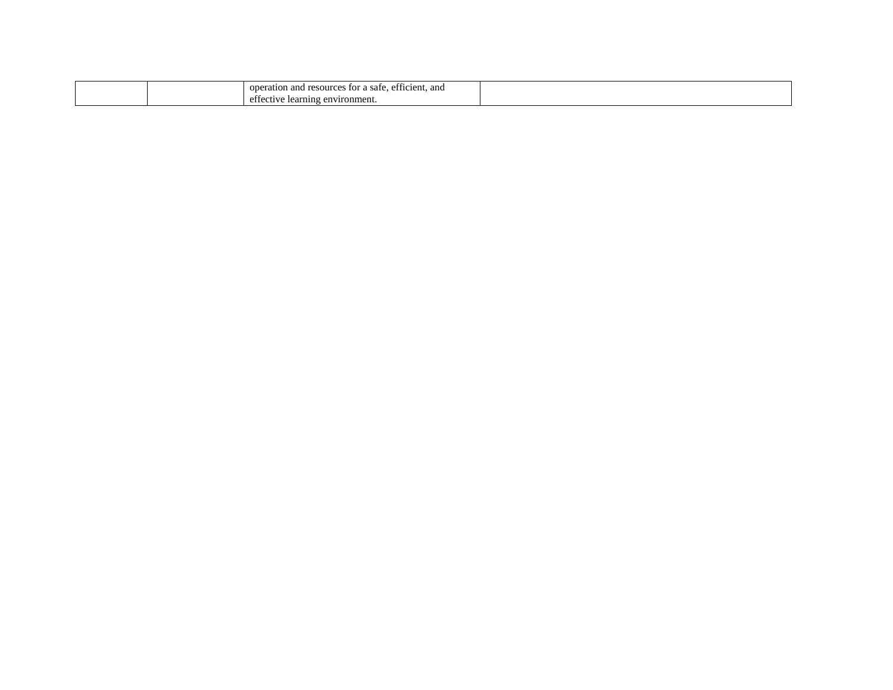| | | | |
|---|---|---|---|
| | | operation and resources for a safe, efficient, and effective learning environment. | |